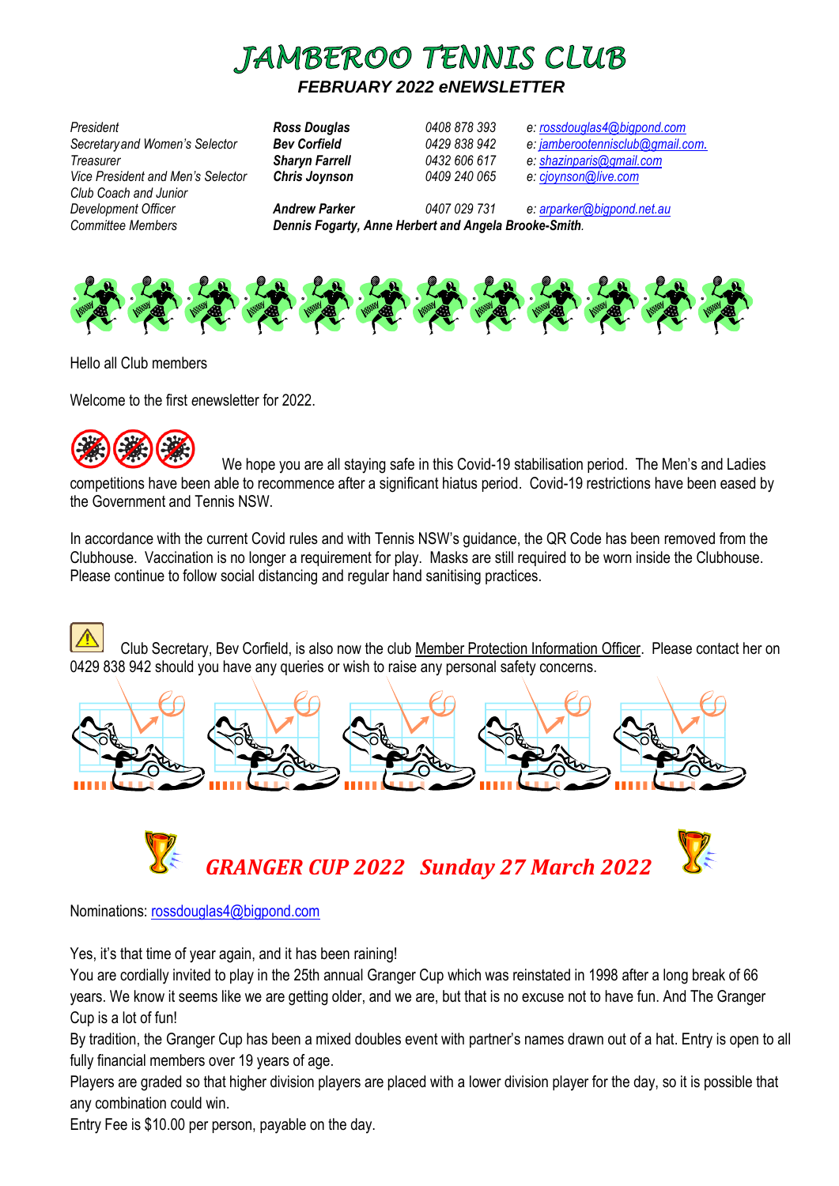# JAMBEROO TENNIS CLUB

### *FEBRUARY 2022 eNEWSLETTER*

| | | | |
|---|---|---|---|
| *President* | ***Ross Douglas*** | *0408 878 393* | *e: rossdouglas4@bigpond.com* |
| *Secretary and Women's Selector* | ***Bev Corfield*** | *0429 838 942* | *e: jamberootennisclub@gmail.com.* |
| *Treasurer* | ***Sharyn Farrell*** | *0432 606 617* | *e: shazinparis@gmail.com* |
| *Vice President and Men's Selector* | ***Chris Joynson*** | *0409 240 065* | *e: cjoynson@live.com* |
| *Club Coach and Junior Development Officer* | ***Andrew Parker*** | *0407 029 731* | *e: arparker@bigpond.net.au* |
| *Committee Members* | ***Dennis Fogarty, Anne Herbert and Angela Brooke-Smith*** | | |

Hello all Club members

Welcome to the first enewsletter for 2022.

We hope you are all staying safe in this Covid-19 stabilisation period. The Men's and Ladies competitions have been able to recommence after a significant hiatus period. Covid-19 restrictions have been eased by the Government and Tennis NSW.

In accordance with the current Covid rules and with Tennis NSW's guidance, the QR Code has been removed from the Clubhouse. Vaccination is no longer a requirement for play. Masks are still required to be worn inside the Clubhouse. Please continue to follow social distancing and regular hand sanitising practices.

Club Secretary, Bev Corfield, is also now the club Member Protection Information Officer. Please contact her on 0429 838 942 should you have any queries or wish to raise any personal safety concerns.

## *GRANGER CUP 2022 Sunday 27 March 2022*

Nominations: rossdouglas4@bigpond.com

Yes, it's that time of year again, and it has been raining!

You are cordially invited to play in the 25th annual Granger Cup which was reinstated in 1998 after a long break of 66 years. We know it seems like we are getting older, and we are, but that is no excuse not to have fun. And The Granger Cup is a lot of fun!

By tradition, the Granger Cup has been a mixed doubles event with partner's names drawn out of a hat. Entry is open to all fully financial members over 19 years of age.

Players are graded so that higher division players are placed with a lower division player for the day, so it is possible that any combination could win.

Entry Fee is $10.00 per person, payable on the day.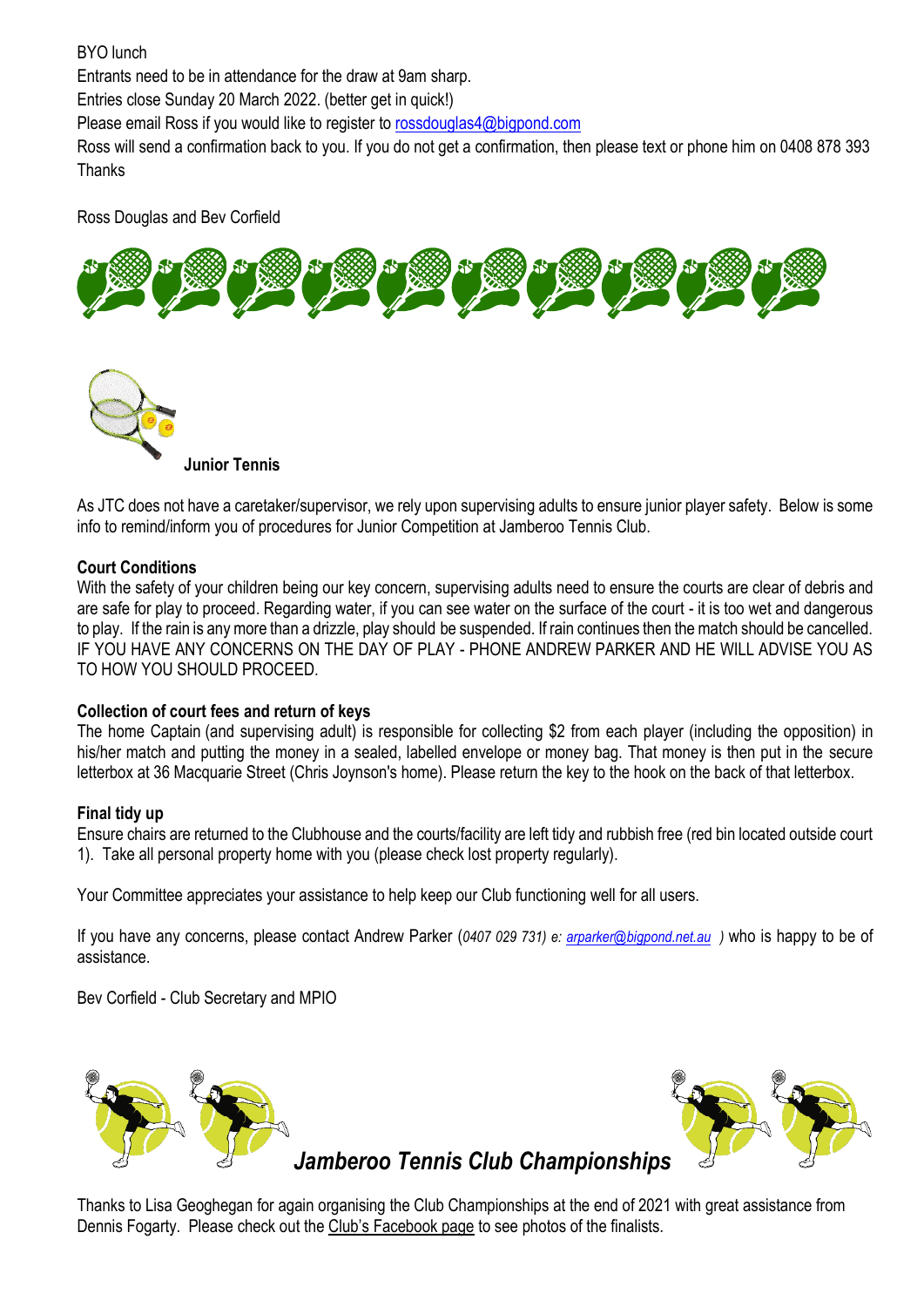BYO lunch

Entrants need to be in attendance for the draw at 9am sharp.

Entries close Sunday 20 March 2022. (better get in quick!)

Please email Ross if you would like to register to rossdouglas4@bigpond.com

Ross will send a confirmation back to you. If you do not get a confirmation, then please text or phone him on 0408 878 393

Thanks

Ross Douglas and Bev Corfield

## Junior Tennis

As JTC does not have a caretaker/supervisor, we rely upon supervising adults to ensure junior player safety. Below is some info to remind/inform you of procedures for Junior Competition at Jamberoo Tennis Club.

**Court Conditions**

With the safety of your children being our key concern, supervising adults need to ensure the courts are clear of debris and are safe for play to proceed. Regarding water, if you can see water on the surface of the court - it is too wet and dangerous to play. If the rain is any more than a drizzle, play should be suspended. If rain continues then the match should be cancelled. IF YOU HAVE ANY CONCERNS ON THE DAY OF PLAY - PHONE ANDREW PARKER AND HE WILL ADVISE YOU AS TO HOW YOU SHOULD PROCEED.

**Collection of court fees and return of keys**

The home Captain (and supervising adult) is responsible for collecting $2 from each player (including the opposition) in his/her match and putting the money in a sealed, labelled envelope or money bag. That money is then put in the secure letterbox at 36 Macquarie Street (Chris Joynson's home). Please return the key to the hook on the back of that letterbox.

**Final tidy up**

Ensure chairs are returned to the Clubhouse and the courts/facility are left tidy and rubbish free (red bin located outside court 1). Take all personal property home with you (please check lost property regularly).

Your Committee appreciates your assistance to help keep our Club functioning well for all users.

If you have any concerns, please contact Andrew Parker (*0407 029 731) e: arparker@bigpond.net.au* ) who is happy to be of assistance.

Bev Corfield - Club Secretary and MPIO

## *Jamberoo Tennis Club Championships*

Thanks to Lisa Geoghegan for again organising the Club Championships at the end of 2021 with great assistance from Dennis Fogarty. Please check out the Club's Facebook page to see photos of the finalists.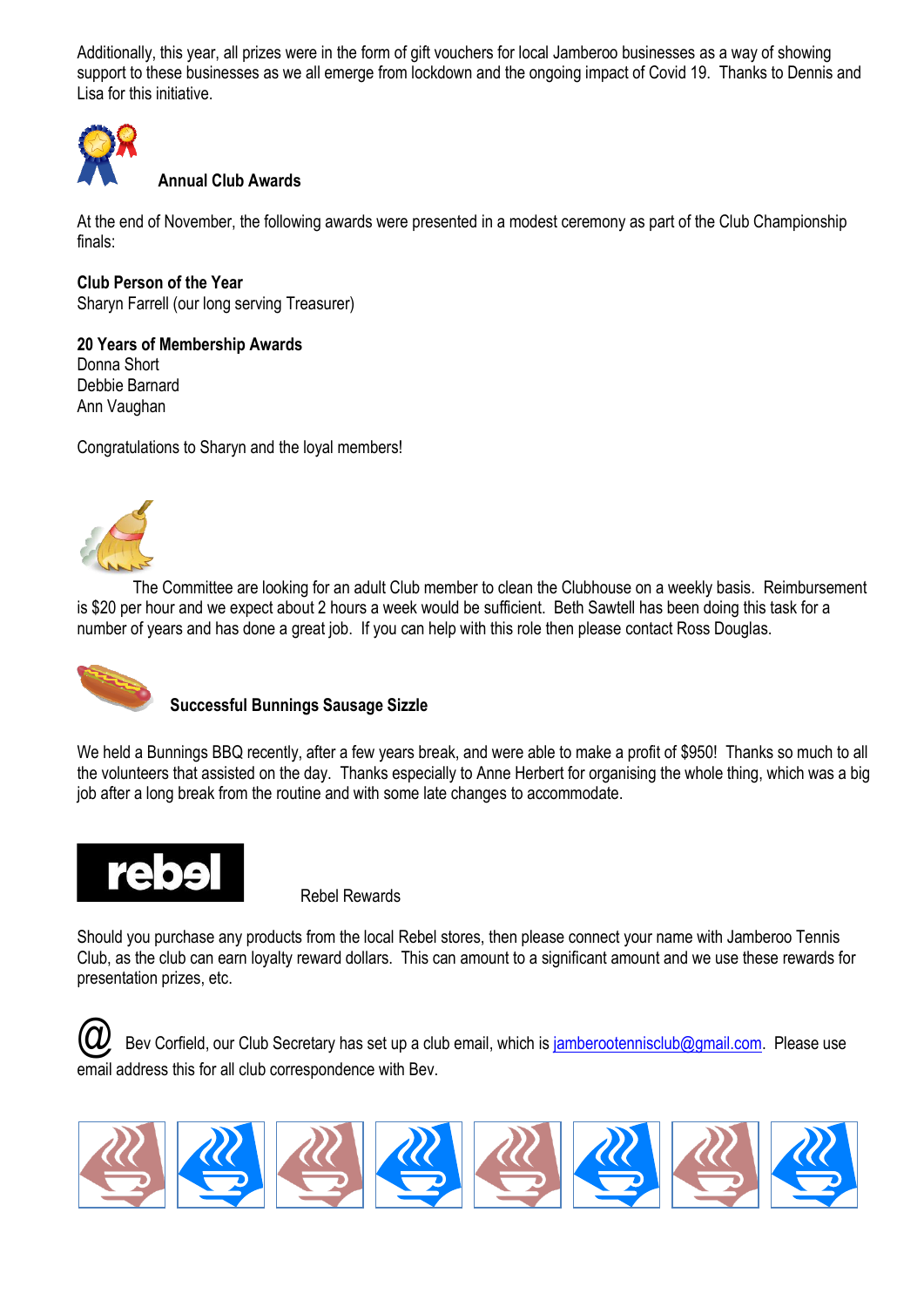Additionally, this year, all prizes were in the form of gift vouchers for local Jamberoo businesses as a way of showing support to these businesses as we all emerge from lockdown and the ongoing impact of Covid 19. Thanks to Dennis and Lisa for this initiative.

## Annual Club Awards

At the end of November, the following awards were presented in a modest ceremony as part of the Club Championship finals:

**Club Person of the Year**
Sharyn Farrell (our long serving Treasurer)

**20 Years of Membership Awards**
Donna Short
Debbie Barnard
Ann Vaughan

Congratulations to Sharyn and the loyal members!

The Committee are looking for an adult Club member to clean the Clubhouse on a weekly basis. Reimbursement is $20 per hour and we expect about 2 hours a week would be sufficient. Beth Sawtell has been doing this task for a number of years and has done a great job. If you can help with this role then please contact Ross Douglas.

## Successful Bunnings Sausage Sizzle

We held a Bunnings BBQ recently, after a few years break, and were able to make a profit of $950! Thanks so much to all the volunteers that assisted on the day. Thanks especially to Anne Herbert for organising the whole thing, which was a big job after a long break from the routine and with some late changes to accommodate.

rebel

Rebel Rewards

Should you purchase any products from the local Rebel stores, then please connect your name with Jamberoo Tennis Club, as the club can earn loyalty reward dollars. This can amount to a significant amount and we use these rewards for presentation prizes, etc.

@ Bev Corfield, our Club Secretary has set up a club email, which is jamberootennisclub@gmail.com. Please use email address this for all club correspondence with Bev.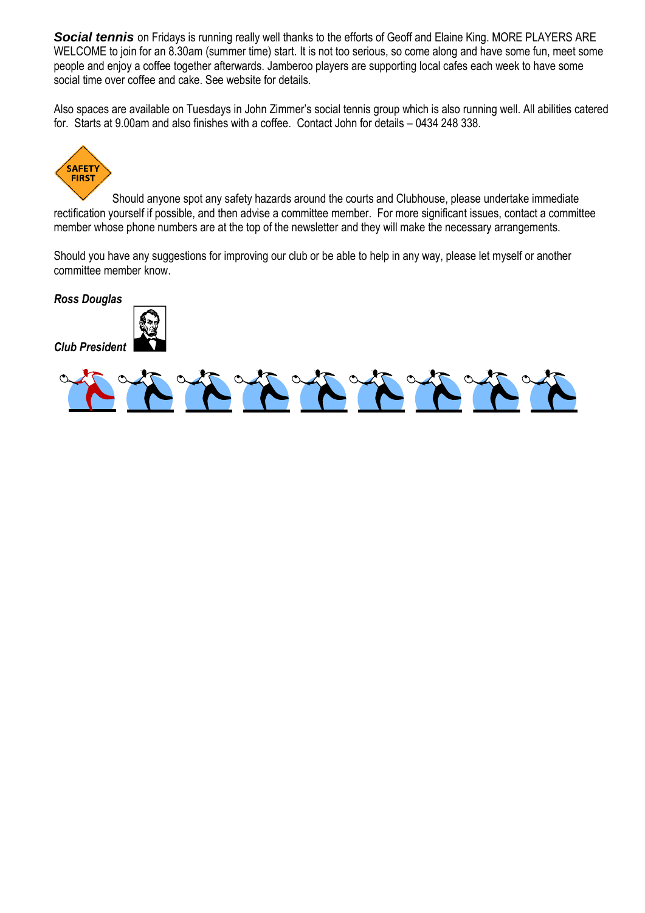***Social tennis*** on Fridays is running really well thanks to the efforts of Geoff and Elaine King. MORE PLAYERS ARE WELCOME to join for an 8.30am (summer time) start. It is not too serious, so come along and have some fun, meet some people and enjoy a coffee together afterwards. Jamberoo players are supporting local cafes each week to have some social time over coffee and cake. See website for details.

Also spaces are available on Tuesdays in John Zimmer's social tennis group which is also running well. All abilities catered for. Starts at 9.00am and also finishes with a coffee. Contact John for details – 0434 248 338.

SAFETY FIRST

Should anyone spot any safety hazards around the courts and Clubhouse, please undertake immediate rectification yourself if possible, and then advise a committee member. For more significant issues, contact a committee member whose phone numbers are at the top of the newsletter and they will make the necessary arrangements.

Should you have any suggestions for improving our club or be able to help in any way, please let myself or another committee member know.

***Ross Douglas***

***Club President***